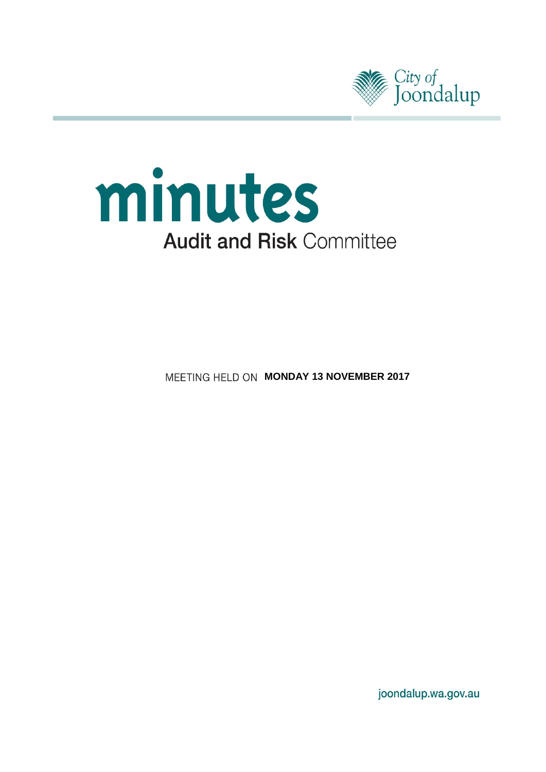City of Joondalup

# minutes

## Audit and Risk Committee

MEETING HELD ON **MONDAY 13 NOVEMBER 2017**

joondalup.wa.gov.au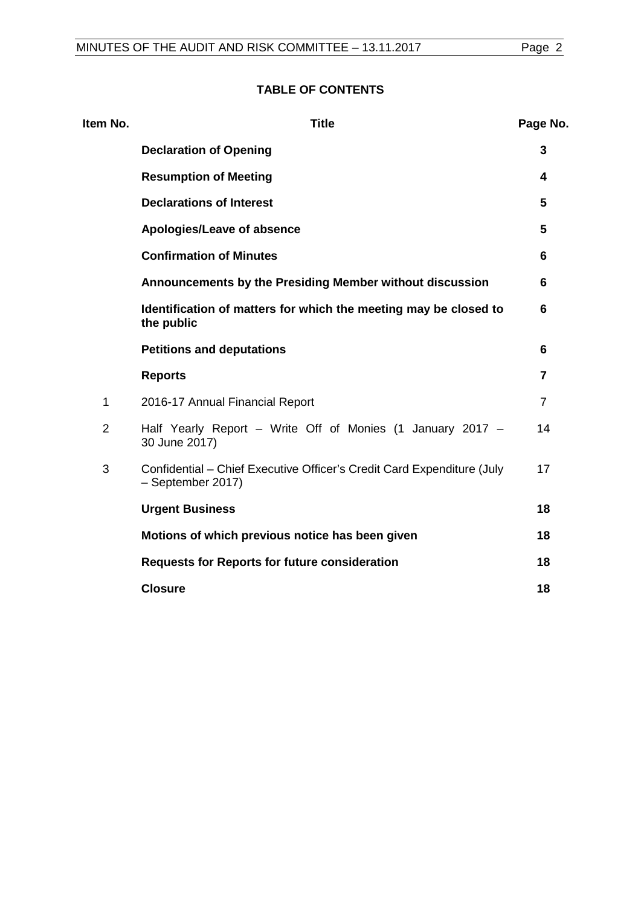## TABLE OF CONTENTS

| Item No. | Title | Page No. |
|---|---|---|
| | **Declaration of Opening** | **3** |
| | **Resumption of Meeting** | **4** |
| | **Declarations of Interest** | **5** |
| | **Apologies/Leave of absence** | **5** |
| | **Confirmation of Minutes** | **6** |
| | **Announcements by the Presiding Member without discussion** | **6** |
| | **Identification of matters for which the meeting may be closed to the public** | **6** |
| | **Petitions and deputations** | **6** |
| | **Reports** | **7** |
| 1 | 2016-17 Annual Financial Report | 7 |
| 2 | Half Yearly Report – Write Off of Monies (1 January 2017 – 30 June 2017) | 14 |
| 3 | Confidential – Chief Executive Officer's Credit Card Expenditure (July – September 2017) | 17 |
| | **Urgent Business** | **18** |
| | **Motions of which previous notice has been given** | **18** |
| | **Requests for Reports for future consideration** | **18** |
| | **Closure** | **18** |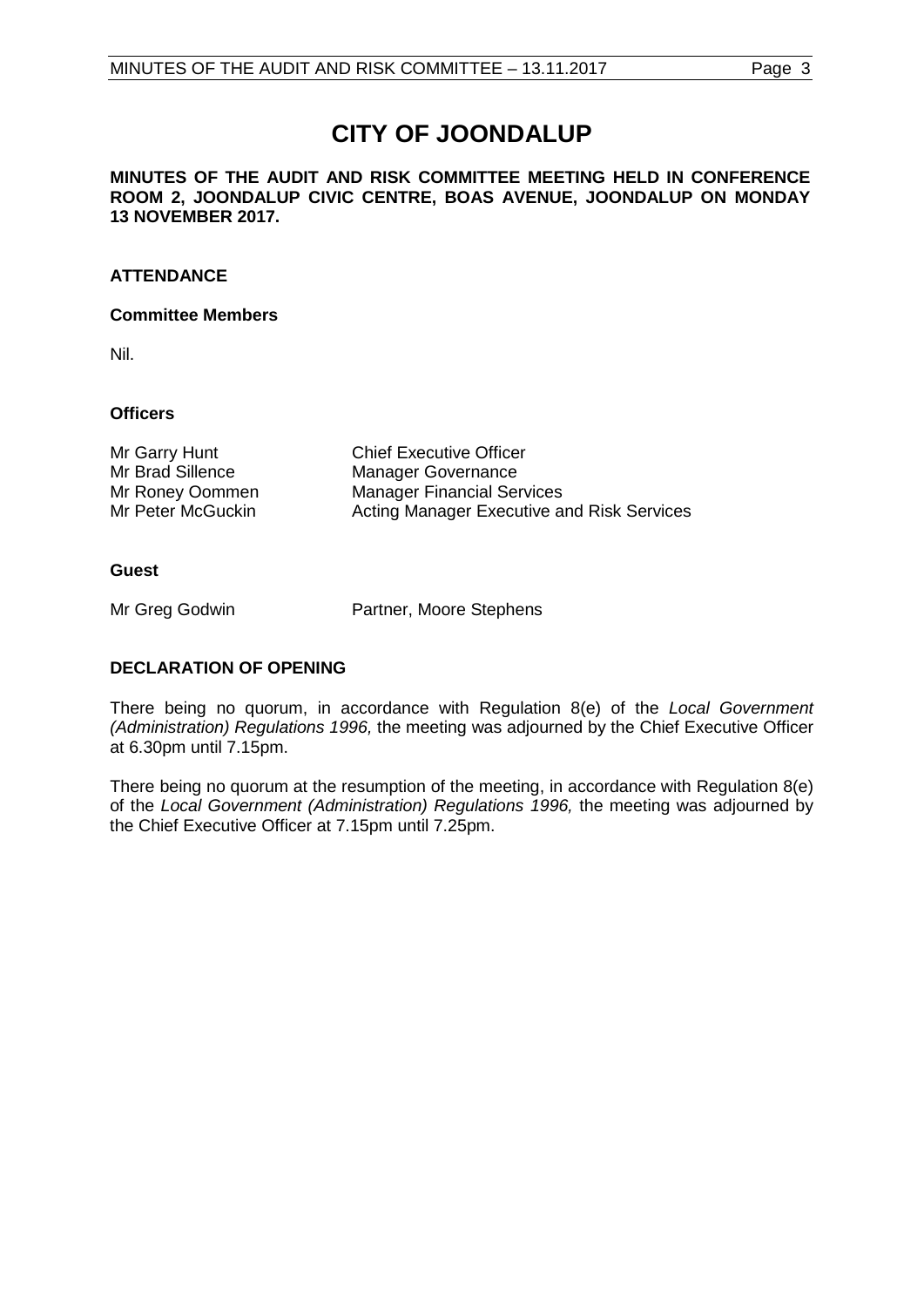# CITY OF JOONDALUP

**MINUTES OF THE AUDIT AND RISK COMMITTEE MEETING HELD IN CONFERENCE ROOM 2, JOONDALUP CIVIC CENTRE, BOAS AVENUE, JOONDALUP ON MONDAY 13 NOVEMBER 2017.**

## ATTENDANCE

### Committee Members

Nil.

### Officers

| | |
|---|---|
| Mr Garry Hunt | Chief Executive Officer |
| Mr Brad Sillence | Manager Governance |
| Mr Roney Oommen | Manager Financial Services |
| Mr Peter McGuckin | Acting Manager Executive and Risk Services |

### Guest

| | |
|---|---|
| Mr Greg Godwin | Partner, Moore Stephens |

## DECLARATION OF OPENING

There being no quorum, in accordance with Regulation 8(e) of the *Local Government (Administration) Regulations 1996,* the meeting was adjourned by the Chief Executive Officer at 6.30pm until 7.15pm.

There being no quorum at the resumption of the meeting, in accordance with Regulation 8(e) of the *Local Government (Administration) Regulations 1996,* the meeting was adjourned by the Chief Executive Officer at 7.15pm until 7.25pm.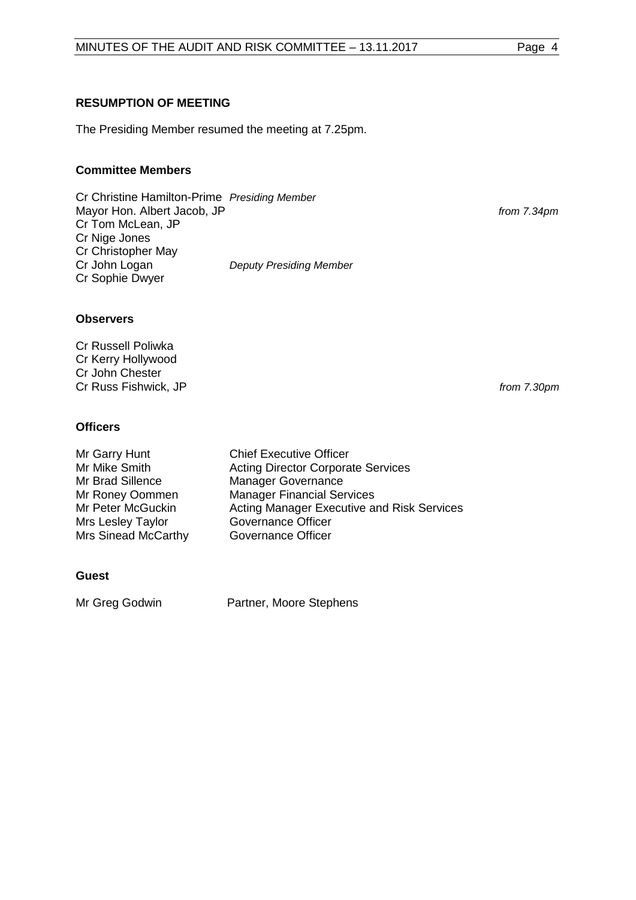## RESUMPTION OF MEETING

The Presiding Member resumed the meeting at 7.25pm.

### Committee Members

Cr Christine Hamilton-Prime *Presiding Member*
Mayor Hon. Albert Jacob, JP *from 7.34pm*
Cr Tom McLean, JP
Cr Nige Jones
Cr Christopher May
Cr John Logan *Deputy Presiding Member*
Cr Sophie Dwyer

### Observers

Cr Russell Poliwka
Cr Kerry Hollywood
Cr John Chester
Cr Russ Fishwick, JP *from 7.30pm*

### Officers

| | |
|---|---|
| Mr Garry Hunt | Chief Executive Officer |
| Mr Mike Smith | Acting Director Corporate Services |
| Mr Brad Sillence | Manager Governance |
| Mr Roney Oommen | Manager Financial Services |
| Mr Peter McGuckin | Acting Manager Executive and Risk Services |
| Mrs Lesley Taylor | Governance Officer |
| Mrs Sinead McCarthy | Governance Officer |

### Guest

| | |
|---|---|
| Mr Greg Godwin | Partner, Moore Stephens |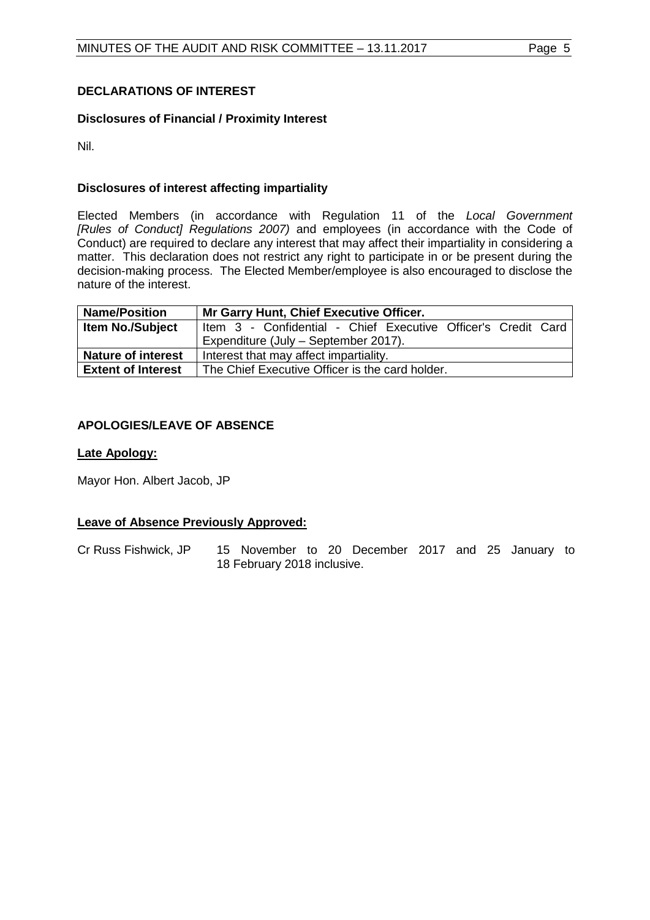## DECLARATIONS OF INTEREST

### Disclosures of Financial / Proximity Interest

Nil.

### Disclosures of interest affecting impartiality

Elected Members (in accordance with Regulation 11 of the *Local Government [Rules of Conduct] Regulations 2007)* and employees (in accordance with the Code of Conduct) are required to declare any interest that may affect their impartiality in considering a matter. This declaration does not restrict any right to participate in or be present during the decision-making process. The Elected Member/employee is also encouraged to disclose the nature of the interest.

| **Name/Position** | **Mr Garry Hunt, Chief Executive Officer.** |
|---|---|
| **Item No./Subject** | Item 3 - Confidential - Chief Executive Officer's Credit Card Expenditure (July – September 2017). |
| **Nature of interest** | Interest that may affect impartiality. |
| **Extent of Interest** | The Chief Executive Officer is the card holder. |

## APOLOGIES/LEAVE OF ABSENCE

**Late Apology:**

Mayor Hon. Albert Jacob, JP

**Leave of Absence Previously Approved:**

Cr Russ Fishwick, JP 15 November to 20 December 2017 and 25 January to 18 February 2018 inclusive.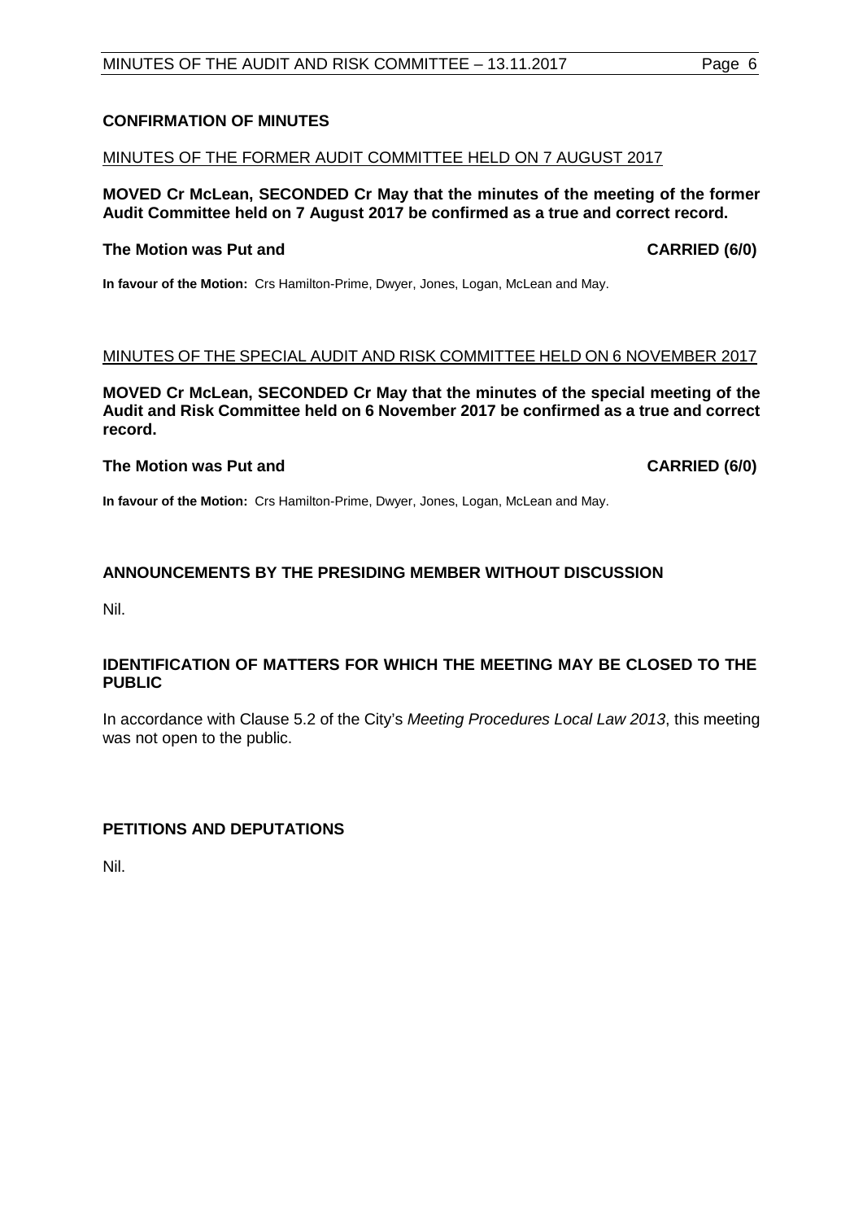## CONFIRMATION OF MINUTES

MINUTES OF THE FORMER AUDIT COMMITTEE HELD ON 7 AUGUST 2017

**MOVED Cr McLean, SECONDED Cr May that the minutes of the meeting of the former Audit Committee held on 7 August 2017 be confirmed as a true and correct record.**

**The Motion was Put and CARRIED (6/0)**

**In favour of the Motion:** Crs Hamilton-Prime, Dwyer, Jones, Logan, McLean and May.

MINUTES OF THE SPECIAL AUDIT AND RISK COMMITTEE HELD ON 6 NOVEMBER 2017

**MOVED Cr McLean, SECONDED Cr May that the minutes of the special meeting of the Audit and Risk Committee held on 6 November 2017 be confirmed as a true and correct record.**

**The Motion was Put and CARRIED (6/0)**

**In favour of the Motion:** Crs Hamilton-Prime, Dwyer, Jones, Logan, McLean and May.

## ANNOUNCEMENTS BY THE PRESIDING MEMBER WITHOUT DISCUSSION

Nil.

## IDENTIFICATION OF MATTERS FOR WHICH THE MEETING MAY BE CLOSED TO THE PUBLIC

In accordance with Clause 5.2 of the City's *Meeting Procedures Local Law 2013*, this meeting was not open to the public.

## PETITIONS AND DEPUTATIONS

Nil.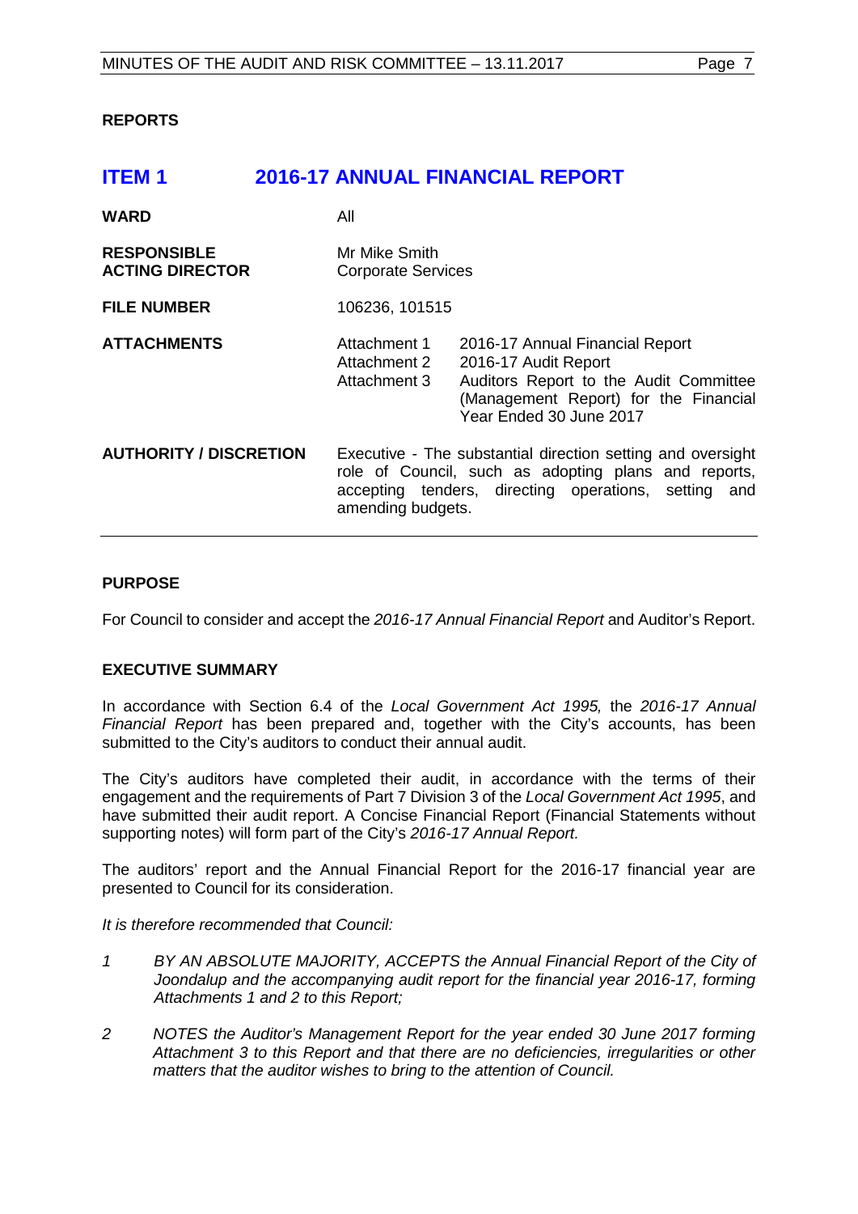**REPORTS**

# ITEM 1 2016-17 ANNUAL FINANCIAL REPORT

| | | |
|---|---|---|
| **WARD** | All | |
| **RESPONSIBLE ACTING DIRECTOR** | Mr Mike Smith<br>Corporate Services | |
| **FILE NUMBER** | 106236, 101515 | |
| **ATTACHMENTS** | Attachment 1<br>Attachment 2<br>Attachment 3 | 2016-17 Annual Financial Report<br>2016-17 Audit Report<br>Auditors Report to the Audit Committee (Management Report) for the Financial Year Ended 30 June 2017 |
| **AUTHORITY / DISCRETION** | Executive - The substantial direction setting and oversight role of Council, such as adopting plans and reports, accepting tenders, directing operations, setting and amending budgets. | |

**PURPOSE**

For Council to consider and accept the *2016-17 Annual Financial Report* and Auditor's Report.

**EXECUTIVE SUMMARY**

In accordance with Section 6.4 of the *Local Government Act 1995,* the *2016-17 Annual Financial Report* has been prepared and, together with the City's accounts, has been submitted to the City's auditors to conduct their annual audit.

The City's auditors have completed their audit, in accordance with the terms of their engagement and the requirements of Part 7 Division 3 of the *Local Government Act 1995*, and have submitted their audit report. A Concise Financial Report (Financial Statements without supporting notes) will form part of the City's *2016-17 Annual Report.*

The auditors' report and the Annual Financial Report for the 2016-17 financial year are presented to Council for its consideration.

*It is therefore recommended that Council:*

*1 BY AN ABSOLUTE MAJORITY, ACCEPTS the Annual Financial Report of the City of Joondalup and the accompanying audit report for the financial year 2016-17, forming Attachments 1 and 2 to this Report;*

*2 NOTES the Auditor's Management Report for the year ended 30 June 2017 forming Attachment 3 to this Report and that there are no deficiencies, irregularities or other matters that the auditor wishes to bring to the attention of Council.*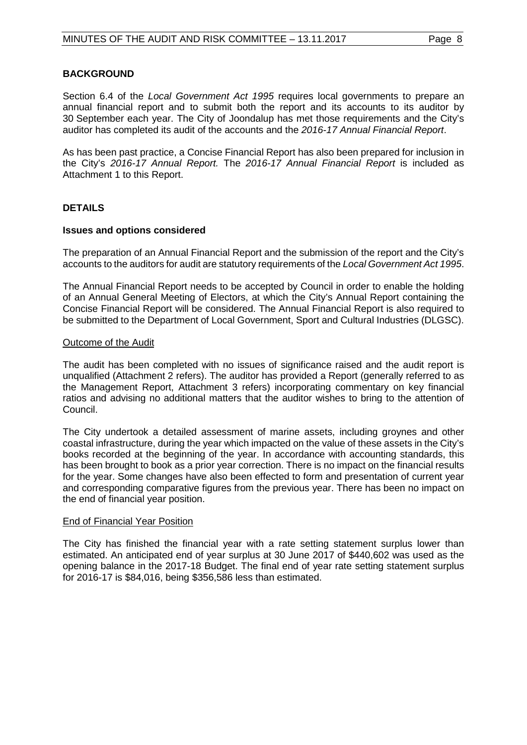## BACKGROUND

Section 6.4 of the *Local Government Act 1995* requires local governments to prepare an annual financial report and to submit both the report and its accounts to its auditor by 30 September each year. The City of Joondalup has met those requirements and the City's auditor has completed its audit of the accounts and the *2016-17 Annual Financial Report*.

As has been past practice, a Concise Financial Report has also been prepared for inclusion in the City's *2016-17 Annual Report.* The *2016-17 Annual Financial Report* is included as Attachment 1 to this Report.

## DETAILS

### Issues and options considered

The preparation of an Annual Financial Report and the submission of the report and the City's accounts to the auditors for audit are statutory requirements of the *Local Government Act 1995*.

The Annual Financial Report needs to be accepted by Council in order to enable the holding of an Annual General Meeting of Electors, at which the City's Annual Report containing the Concise Financial Report will be considered. The Annual Financial Report is also required to be submitted to the Department of Local Government, Sport and Cultural Industries (DLGSC).

#### Outcome of the Audit

The audit has been completed with no issues of significance raised and the audit report is unqualified (Attachment 2 refers). The auditor has provided a Report (generally referred to as the Management Report, Attachment 3 refers) incorporating commentary on key financial ratios and advising no additional matters that the auditor wishes to bring to the attention of Council.

The City undertook a detailed assessment of marine assets, including groynes and other coastal infrastructure, during the year which impacted on the value of these assets in the City's books recorded at the beginning of the year. In accordance with accounting standards, this has been brought to book as a prior year correction. There is no impact on the financial results for the year. Some changes have also been effected to form and presentation of current year and corresponding comparative figures from the previous year. There has been no impact on the end of financial year position.

#### End of Financial Year Position

The City has finished the financial year with a rate setting statement surplus lower than estimated. An anticipated end of year surplus at 30 June 2017 of $440,602 was used as the opening balance in the 2017-18 Budget. The final end of year rate setting statement surplus for 2016-17 is $84,016, being $356,586 less than estimated.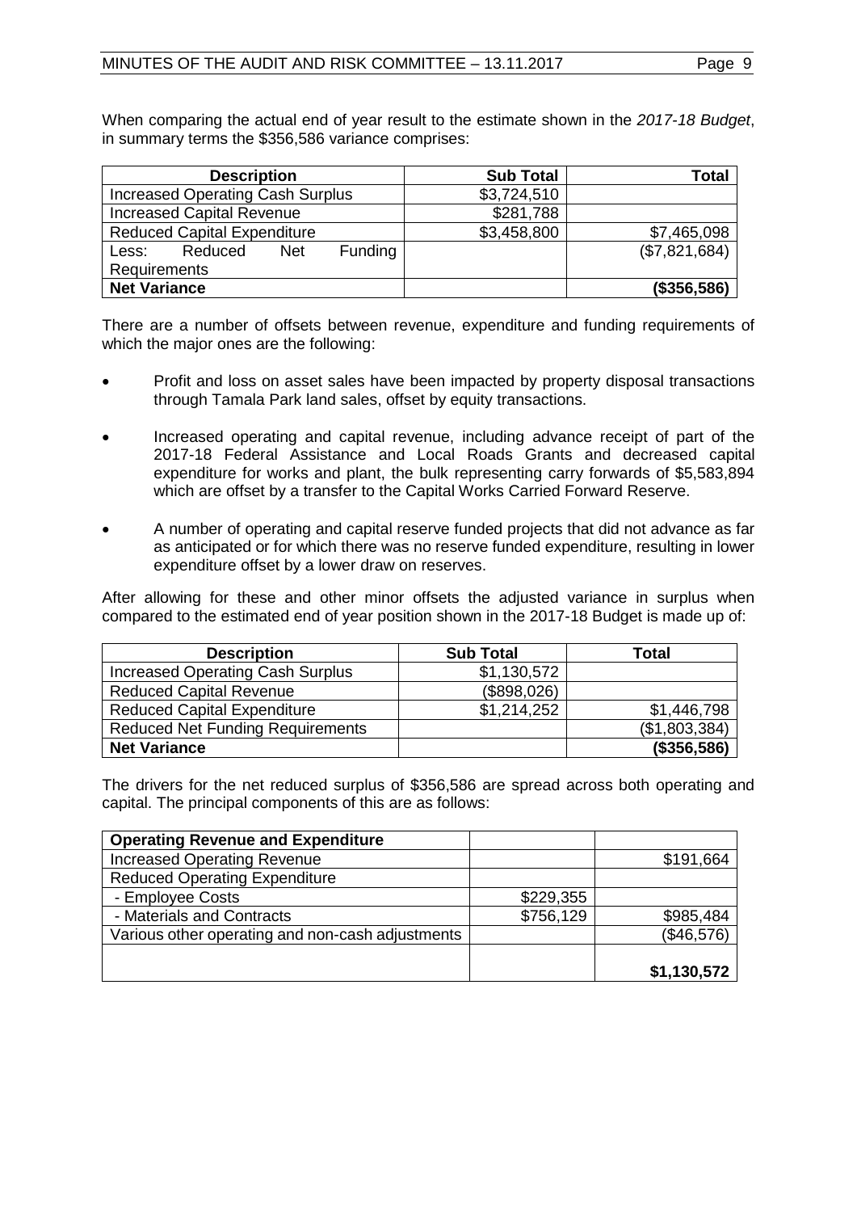When comparing the actual end of year result to the estimate shown in the *2017-18 Budget*, in summary terms the $356,586 variance comprises:

| Description | Sub Total | Total |
|---|---|---|
| Increased Operating Cash Surplus | $3,724,510 | |
| Increased Capital Revenue | $281,788 | |
| Reduced Capital Expenditure | $3,458,800 | $7,465,098 |
| Less: Reduced Net Funding Requirements | | ($7,821,684) |
| **Net Variance** | | **($356,586)** |

There are a number of offsets between revenue, expenditure and funding requirements of which the major ones are the following:

- Profit and loss on asset sales have been impacted by property disposal transactions through Tamala Park land sales, offset by equity transactions.
- Increased operating and capital revenue, including advance receipt of part of the 2017-18 Federal Assistance and Local Roads Grants and decreased capital expenditure for works and plant, the bulk representing carry forwards of $5,583,894 which are offset by a transfer to the Capital Works Carried Forward Reserve.
- A number of operating and capital reserve funded projects that did not advance as far as anticipated or for which there was no reserve funded expenditure, resulting in lower expenditure offset by a lower draw on reserves.

After allowing for these and other minor offsets the adjusted variance in surplus when compared to the estimated end of year position shown in the 2017-18 Budget is made up of:

| Description | Sub Total | Total |
|---|---|---|
| Increased Operating Cash Surplus | $1,130,572 | |
| Reduced Capital Revenue | ($898,026) | |
| Reduced Capital Expenditure | $1,214,252 | $1,446,798 |
| Reduced Net Funding Requirements | | ($1,803,384) |
| **Net Variance** | | **($356,586)** |

The drivers for the net reduced surplus of $356,586 are spread across both operating and capital. The principal components of this are as follows:

| **Operating Revenue and Expenditure** | | |
|---|---|---|
| Increased Operating Revenue | | $191,664 |
| Reduced Operating Expenditure | | |
| - Employee Costs | $229,355 | |
| - Materials and Contracts | $756,129 | $985,484 |
| Various other operating and non-cash adjustments | | ($46,576) |
| | | **$1,130,572** |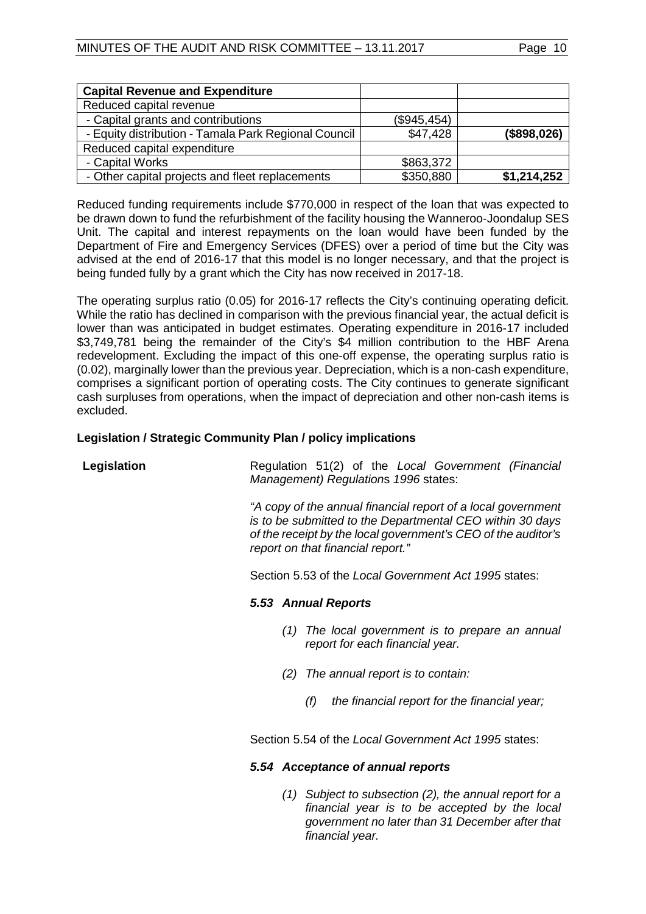| **Capital Revenue and Expenditure** | | |
|---|---|---|
| Reduced capital revenue | | |
| - Capital grants and contributions | ($945,454) | |
| - Equity distribution - Tamala Park Regional Council | $47,428 | **($898,026)** |
| Reduced capital expenditure | | |
| - Capital Works | $863,372 | |
| - Other capital projects and fleet replacements | $350,880 | **$1,214,252** |

Reduced funding requirements include $770,000 in respect of the loan that was expected to be drawn down to fund the refurbishment of the facility housing the Wanneroo-Joondalup SES Unit. The capital and interest repayments on the loan would have been funded by the Department of Fire and Emergency Services (DFES) over a period of time but the City was advised at the end of 2016-17 that this model is no longer necessary, and that the project is being funded fully by a grant which the City has now received in 2017-18.

The operating surplus ratio (0.05) for 2016-17 reflects the City's continuing operating deficit. While the ratio has declined in comparison with the previous financial year, the actual deficit is lower than was anticipated in budget estimates. Operating expenditure in 2016-17 included $3,749,781 being the remainder of the City's $4 million contribution to the HBF Arena redevelopment. Excluding the impact of this one-off expense, the operating surplus ratio is (0.02), marginally lower than the previous year. Depreciation, which is a non-cash expenditure, comprises a significant portion of operating costs. The City continues to generate significant cash surpluses from operations, when the impact of depreciation and other non-cash items is excluded.

**Legislation / Strategic Community Plan / policy implications**

**Legislation**

Regulation 51(2) of the *Local Government (Financial Management) Regulations 1996* states:

*"A copy of the annual financial report of a local government is to be submitted to the Departmental CEO within 30 days of the receipt by the local government's CEO of the auditor's report on that financial report."*

Section 5.53 of the *Local Government Act 1995* states:

***5.53 Annual Reports***

*(1) The local government is to prepare an annual report for each financial year.*

*(2) The annual report is to contain:*

*(f) the financial report for the financial year;*

Section 5.54 of the *Local Government Act 1995* states:

***5.54 Acceptance of annual reports***

*(1) Subject to subsection (2), the annual report for a financial year is to be accepted by the local government no later than 31 December after that financial year.*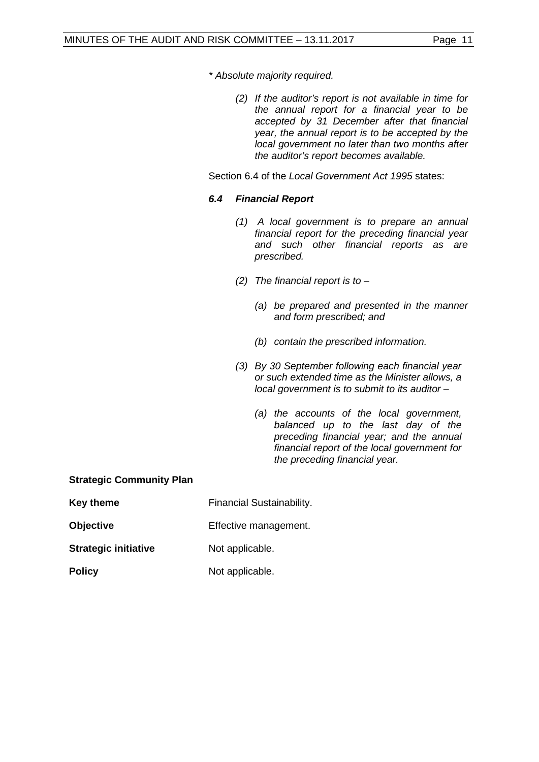*\* Absolute majority required.*

> *(2) If the auditor's report is not available in time for the annual report for a financial year to be accepted by 31 December after that financial year, the annual report is to be accepted by the local government no later than two months after the auditor's report becomes available.*

Section 6.4 of the *Local Government Act 1995* states:

***6.4 Financial Report***

> *(1) A local government is to prepare an annual financial report for the preceding financial year and such other financial reports as are prescribed.*
>
> *(2) The financial report is to –*
>
> > *(a) be prepared and presented in the manner and form prescribed; and*
> >
> > *(b) contain the prescribed information.*
>
> *(3) By 30 September following each financial year or such extended time as the Minister allows, a local government is to submit to its auditor –*
>
> > *(a) the accounts of the local government, balanced up to the last day of the preceding financial year; and the annual financial report of the local government for the preceding financial year.*

**Strategic Community Plan**

**Key theme** Financial Sustainability.

**Objective** Effective management.

**Strategic initiative** Not applicable.

**Policy** Not applicable.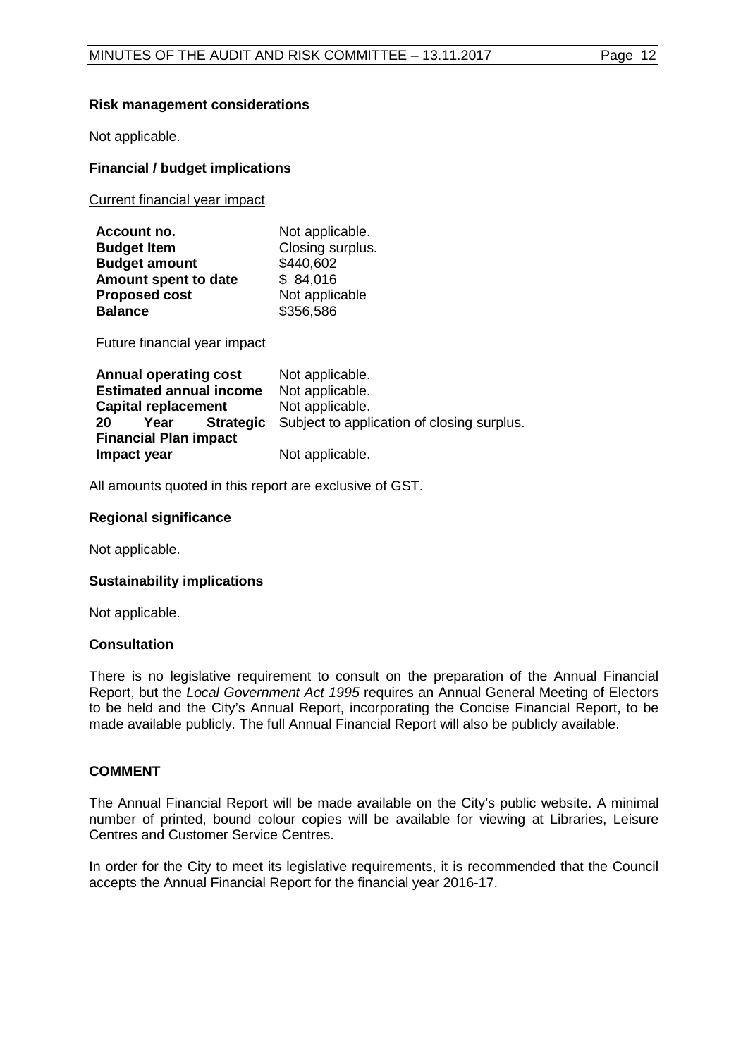**Risk management considerations**

Not applicable.

**Financial / budget implications**

Current financial year impact

| | |
|---|---|
| **Account no.** | Not applicable. |
| **Budget Item** | Closing surplus. |
| **Budget amount** | $440,602 |
| **Amount spent to date** | $ 84,016 |
| **Proposed cost** | Not applicable |
| **Balance** | $356,586 |

Future financial year impact

| | |
|---|---|
| **Annual operating cost** | Not applicable. |
| **Estimated annual income** | Not applicable. |
| **Capital replacement** | Not applicable. |
| **20 Year Strategic Financial Plan impact** | Subject to application of closing surplus. |
| **Impact year** | Not applicable. |

All amounts quoted in this report are exclusive of GST.

**Regional significance**

Not applicable.

**Sustainability implications**

Not applicable.

**Consultation**

There is no legislative requirement to consult on the preparation of the Annual Financial Report, but the *Local Government Act 1995* requires an Annual General Meeting of Electors to be held and the City's Annual Report, incorporating the Concise Financial Report, to be made available publicly. The full Annual Financial Report will also be publicly available.

**COMMENT**

The Annual Financial Report will be made available on the City's public website. A minimal number of printed, bound colour copies will be available for viewing at Libraries, Leisure Centres and Customer Service Centres.

In order for the City to meet its legislative requirements, it is recommended that the Council accepts the Annual Financial Report for the financial year 2016-17.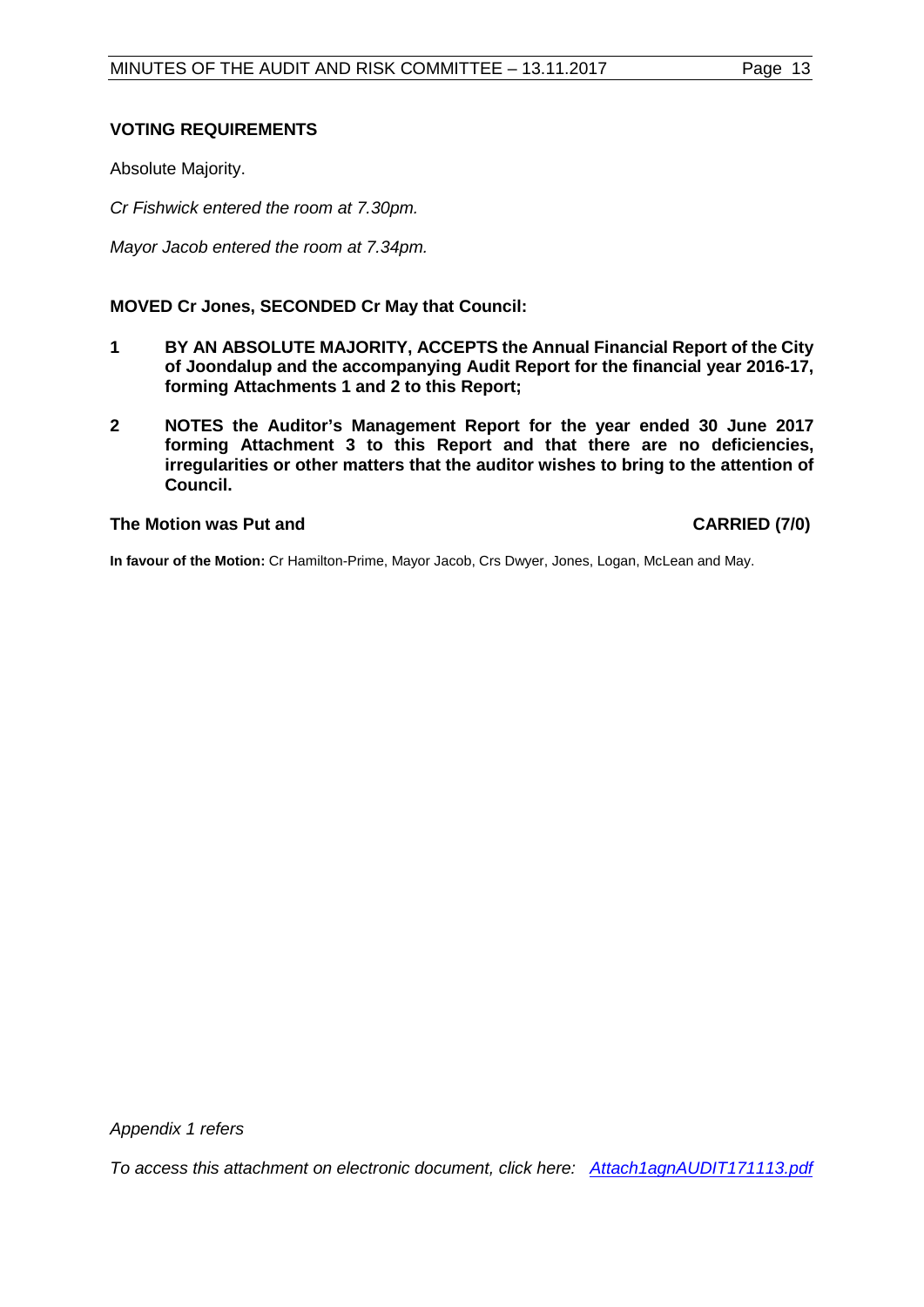### VOTING REQUIREMENTS

Absolute Majority.

*Cr Fishwick entered the room at 7.30pm.*

*Mayor Jacob entered the room at 7.34pm.*

**MOVED Cr Jones, SECONDED Cr May that Council:**

**1 BY AN ABSOLUTE MAJORITY, ACCEPTS the Annual Financial Report of the City of Joondalup and the accompanying Audit Report for the financial year 2016-17, forming Attachments 1 and 2 to this Report;**

**2 NOTES the Auditor's Management Report for the year ended 30 June 2017 forming Attachment 3 to this Report and that there are no deficiencies, irregularities or other matters that the auditor wishes to bring to the attention of Council.**

**The Motion was Put and CARRIED (7/0)**

**In favour of the Motion:** Cr Hamilton-Prime, Mayor Jacob, Crs Dwyer, Jones, Logan, McLean and May.

*Appendix 1 refers*

*To access this attachment on electronic document, click here: Attach1agnAUDIT171113.pdf*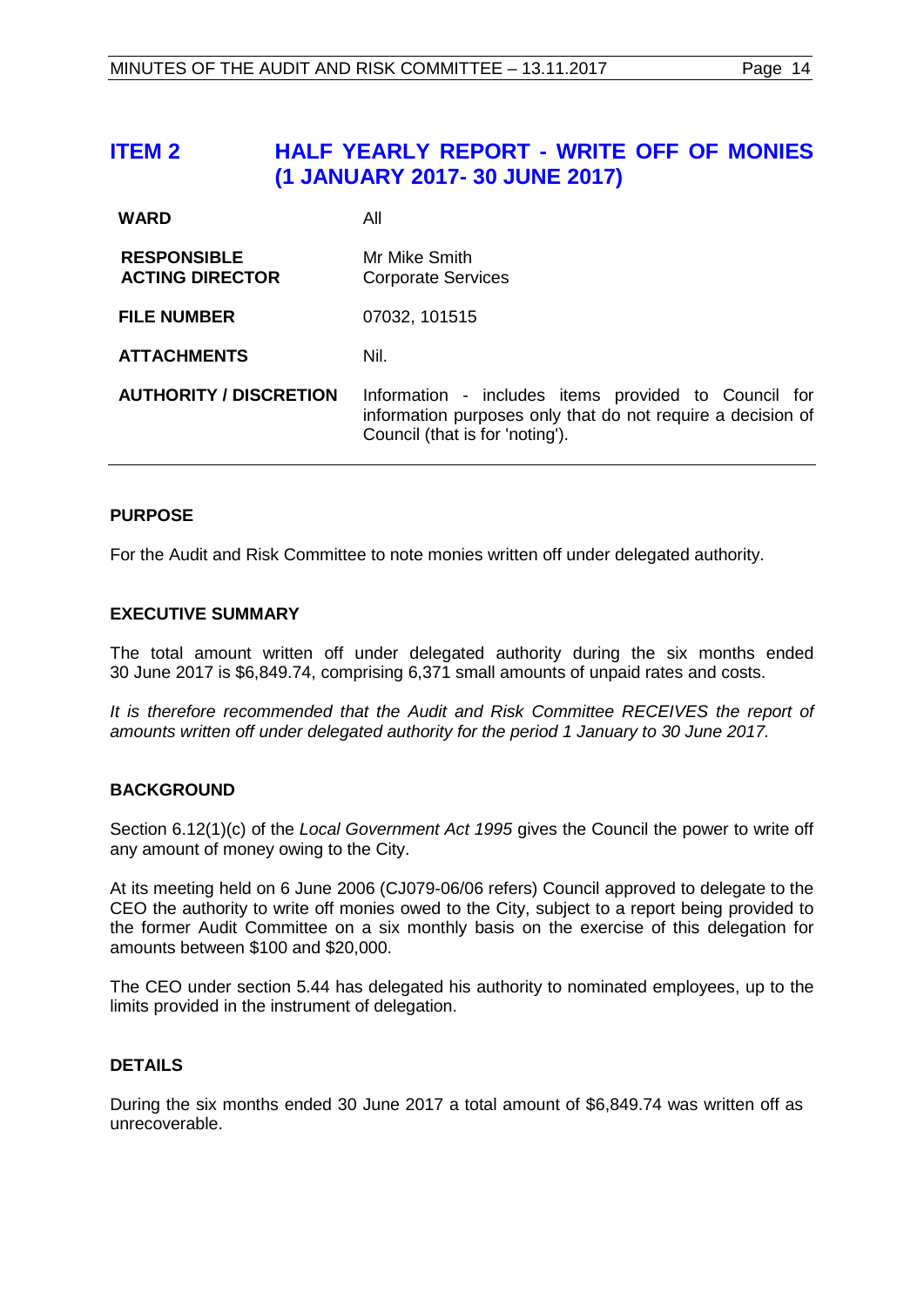## ITEM 2 HALF YEARLY REPORT - WRITE OFF OF MONIES (1 JANUARY 2017- 30 JUNE 2017)

| | |
|---|---|
| **WARD** | All |
| **RESPONSIBLE ACTING DIRECTOR** | Mr Mike Smith<br>Corporate Services |
| **FILE NUMBER** | 07032, 101515 |
| **ATTACHMENTS** | Nil. |
| **AUTHORITY / DISCRETION** | Information - includes items provided to Council for information purposes only that do not require a decision of Council (that is for 'noting'). |

### PURPOSE

For the Audit and Risk Committee to note monies written off under delegated authority.

### EXECUTIVE SUMMARY

The total amount written off under delegated authority during the six months ended 30 June 2017 is $6,849.74, comprising 6,371 small amounts of unpaid rates and costs.

*It is therefore recommended that the Audit and Risk Committee RECEIVES the report of amounts written off under delegated authority for the period 1 January to 30 June 2017.*

### BACKGROUND

Section 6.12(1)(c) of the *Local Government Act 1995* gives the Council the power to write off any amount of money owing to the City.

At its meeting held on 6 June 2006 (CJ079-06/06 refers) Council approved to delegate to the CEO the authority to write off monies owed to the City, subject to a report being provided to the former Audit Committee on a six monthly basis on the exercise of this delegation for amounts between $100 and $20,000.

The CEO under section 5.44 has delegated his authority to nominated employees, up to the limits provided in the instrument of delegation.

### DETAILS

During the six months ended 30 June 2017 a total amount of $6,849.74 was written off as unrecoverable.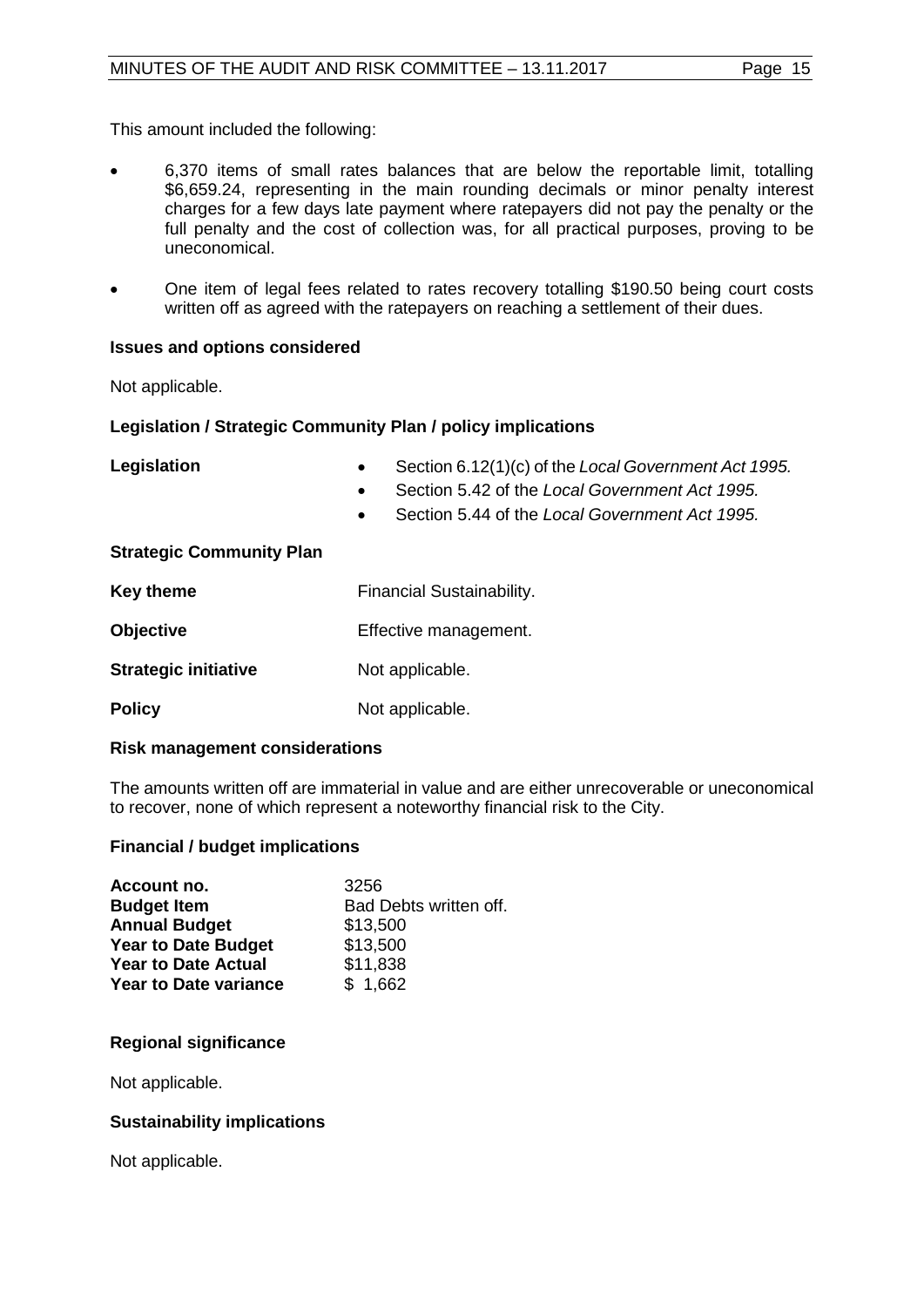This amount included the following:

- 6,370 items of small rates balances that are below the reportable limit, totalling \$6,659.24, representing in the main rounding decimals or minor penalty interest charges for a few days late payment where ratepayers did not pay the penalty or the full penalty and the cost of collection was, for all practical purposes, proving to be uneconomical.
- One item of legal fees related to rates recovery totalling \$190.50 being court costs written off as agreed with the ratepayers on reaching a settlement of their dues.

**Issues and options considered**

Not applicable.

**Legislation / Strategic Community Plan / policy implications**

| | |
|---|---|
| **Legislation** | • Section 6.12(1)(c) of the *Local Government Act 1995.*<br>• Section 5.42 of the *Local Government Act 1995.*<br>• Section 5.44 of the *Local Government Act 1995.* |

**Strategic Community Plan**

| | |
|---|---|
| **Key theme** | Financial Sustainability. |
| **Objective** | Effective management. |
| **Strategic initiative** | Not applicable. |
| **Policy** | Not applicable. |

**Risk management considerations**

The amounts written off are immaterial in value and are either unrecoverable or uneconomical to recover, none of which represent a noteworthy financial risk to the City.

**Financial / budget implications**

| | |
|---|---|
| **Account no.** | 3256 |
| **Budget Item** | Bad Debts written off. |
| **Annual Budget** | \$13,500 |
| **Year to Date Budget** | \$13,500 |
| **Year to Date Actual** | \$11,838 |
| **Year to Date variance** | \$ 1,662 |

**Regional significance**

Not applicable.

**Sustainability implications**

Not applicable.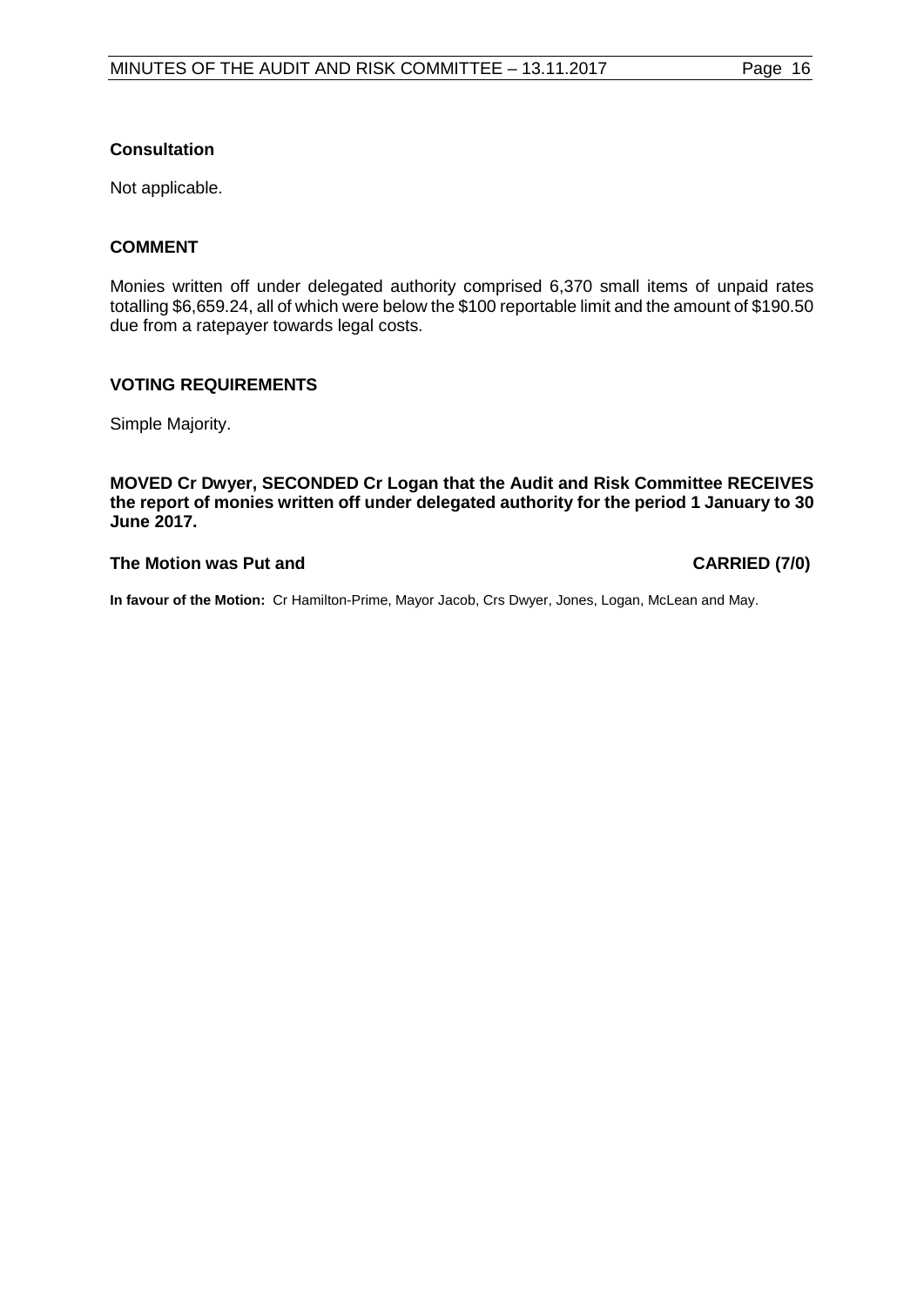**Consultation**

Not applicable.

**COMMENT**

Monies written off under delegated authority comprised 6,370 small items of unpaid rates totalling $6,659.24, all of which were below the $100 reportable limit and the amount of $190.50 due from a ratepayer towards legal costs.

**VOTING REQUIREMENTS**

Simple Majority.

**MOVED Cr Dwyer, SECONDED Cr Logan that the Audit and Risk Committee RECEIVES the report of monies written off under delegated authority for the period 1 January to 30 June 2017.**

**The Motion was Put and CARRIED (7/0)**

**In favour of the Motion:** Cr Hamilton-Prime, Mayor Jacob, Crs Dwyer, Jones, Logan, McLean and May.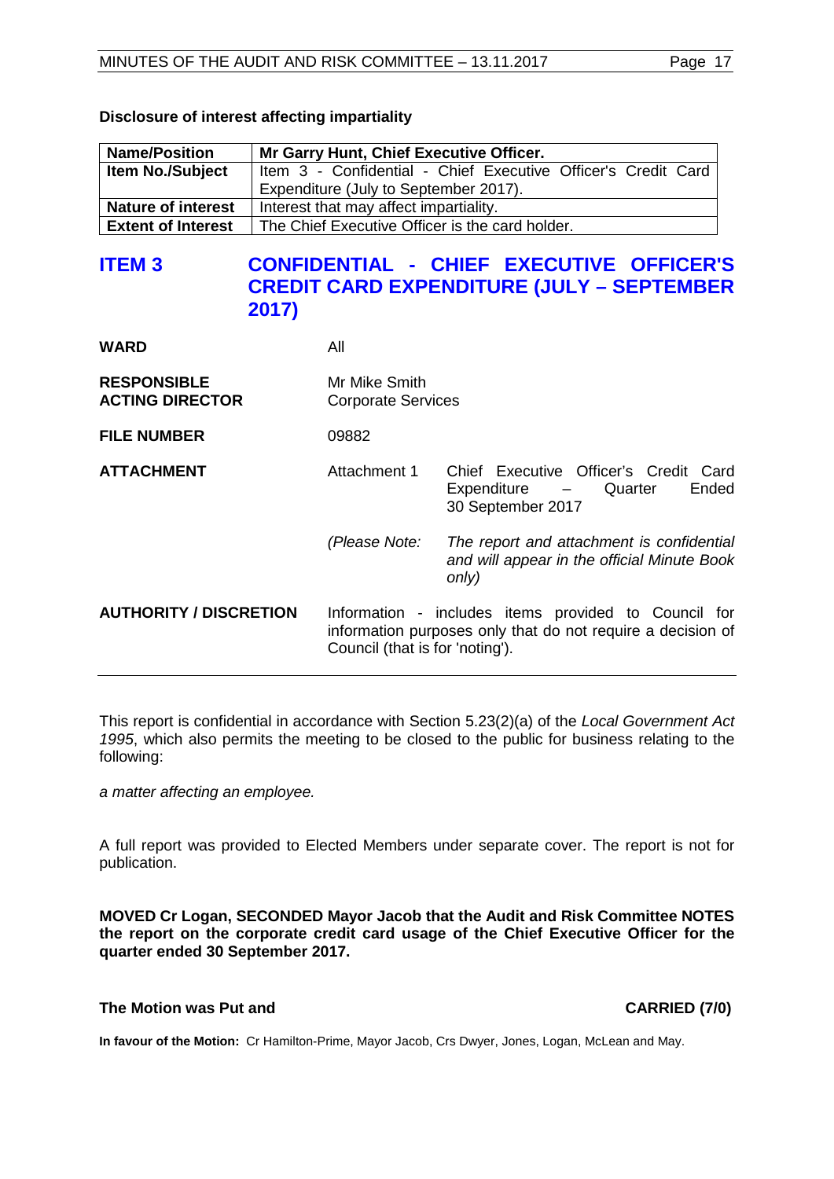**Disclosure of interest affecting impartiality**

| **Name/Position** | **Mr Garry Hunt, Chief Executive Officer.** |
|---|---|
| **Item No./Subject** | Item 3 - Confidential - Chief Executive Officer's Credit Card Expenditure (July to September 2017). |
| **Nature of interest** | Interest that may affect impartiality. |
| **Extent of Interest** | The Chief Executive Officer is the card holder. |

## ITEM 3 CONFIDENTIAL - CHIEF EXECUTIVE OFFICER'S CREDIT CARD EXPENDITURE (JULY – SEPTEMBER 2017)

| | | |
|---|---|---|
| **WARD** | All | |
| **RESPONSIBLE ACTING DIRECTOR** | Mr Mike Smith Corporate Services | |
| **FILE NUMBER** | 09882 | |
| **ATTACHMENT** | Attachment 1 | Chief Executive Officer's Credit Card Expenditure – Quarter Ended 30 September 2017 |
| | *(Please Note:* | *The report and attachment is confidential and will appear in the official Minute Book only)* |
| **AUTHORITY / DISCRETION** | Information - includes items provided to Council for information purposes only that do not require a decision of Council (that is for 'noting'). | |

This report is confidential in accordance with Section 5.23(2)(a) of the *Local Government Act 1995*, which also permits the meeting to be closed to the public for business relating to the following:

*a matter affecting an employee.*

A full report was provided to Elected Members under separate cover. The report is not for publication.

**MOVED Cr Logan, SECONDED Mayor Jacob that the Audit and Risk Committee NOTES the report on the corporate credit card usage of the Chief Executive Officer for the quarter ended 30 September 2017.**

**The Motion was Put and CARRIED (7/0)**

**In favour of the Motion:** Cr Hamilton-Prime, Mayor Jacob, Crs Dwyer, Jones, Logan, McLean and May.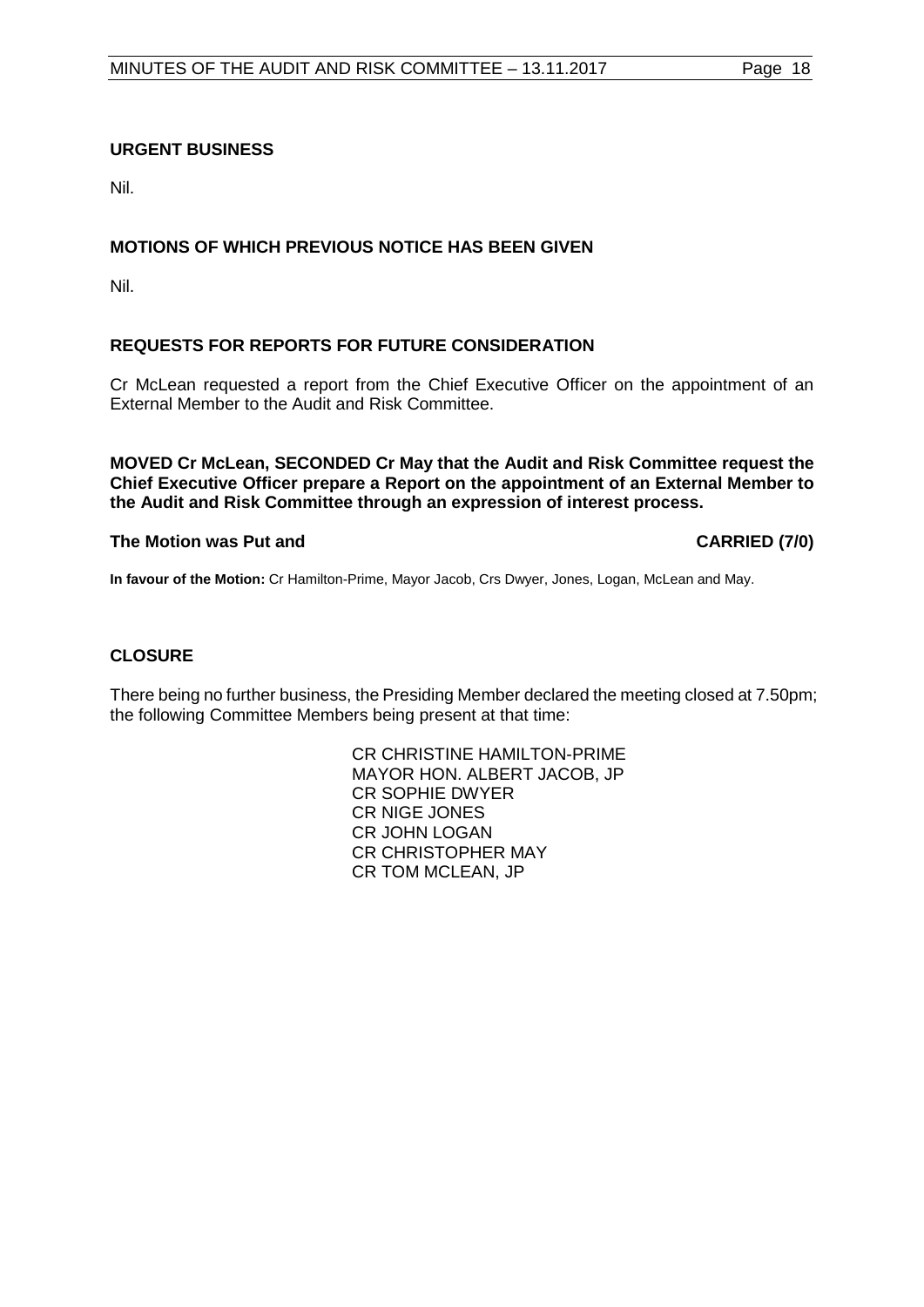## URGENT BUSINESS

Nil.

## MOTIONS OF WHICH PREVIOUS NOTICE HAS BEEN GIVEN

Nil.

## REQUESTS FOR REPORTS FOR FUTURE CONSIDERATION

Cr McLean requested a report from the Chief Executive Officer on the appointment of an External Member to the Audit and Risk Committee.

**MOVED Cr McLean, SECONDED Cr May that the Audit and Risk Committee request the Chief Executive Officer prepare a Report on the appointment of an External Member to the Audit and Risk Committee through an expression of interest process.**

**The Motion was Put and CARRIED (7/0)**

**In favour of the Motion:** Cr Hamilton-Prime, Mayor Jacob, Crs Dwyer, Jones, Logan, McLean and May.

## CLOSURE

There being no further business, the Presiding Member declared the meeting closed at 7.50pm; the following Committee Members being present at that time:

CR CHRISTINE HAMILTON-PRIME
MAYOR HON. ALBERT JACOB, JP
CR SOPHIE DWYER
CR NIGE JONES
CR JOHN LOGAN
CR CHRISTOPHER MAY
CR TOM MCLEAN, JP